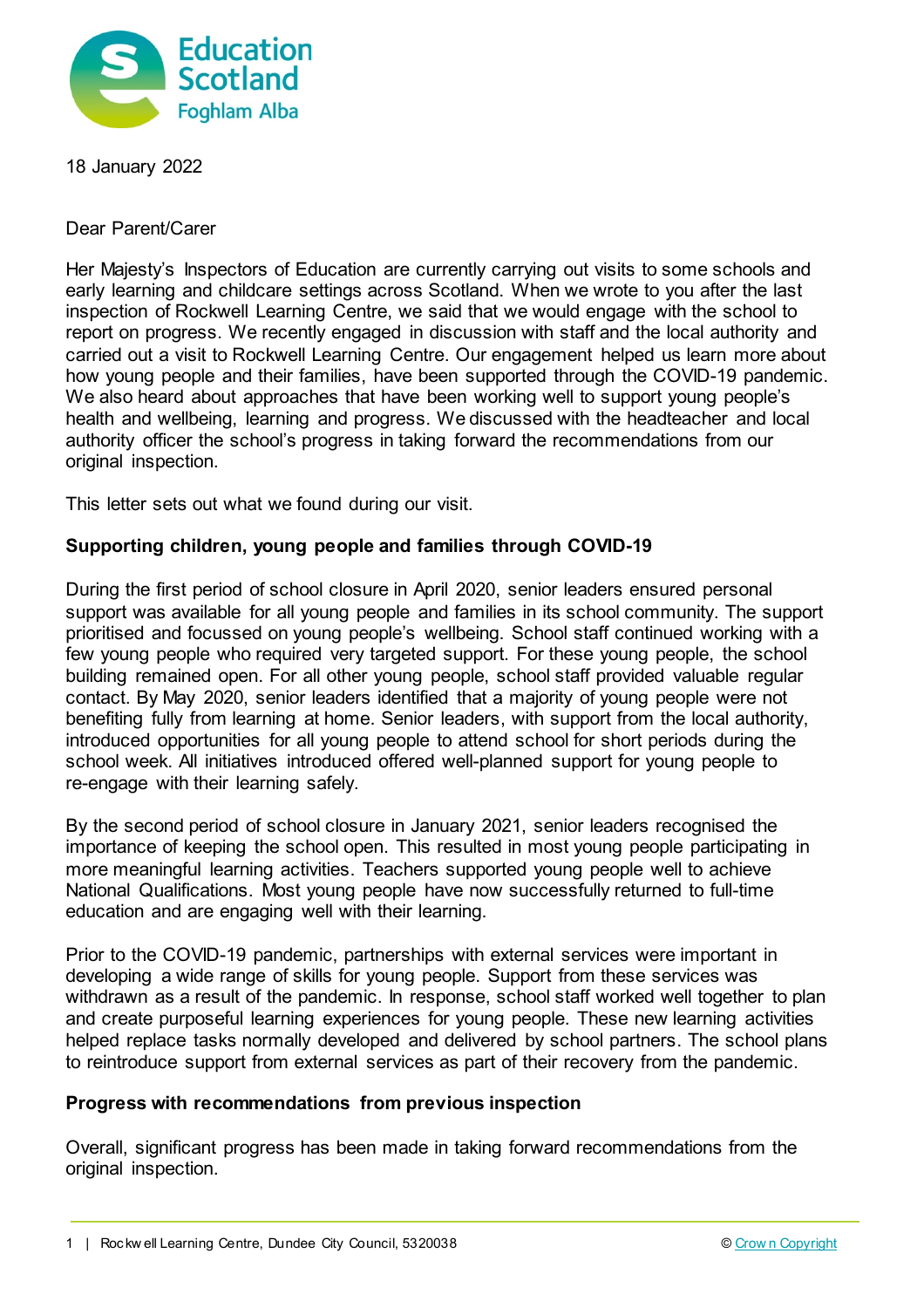18 January 2022

Dear Parent/Carer

Her Majesty's Inspectors of Education are currently carrying out visits to some schools and early learning and childcare settings across Scotland. When we wrote to you after the last inspection of Rockwell Learning Centre, we said that we would engage with the school to report on progress. We recently engaged in discussion with staff and the local authority and carried out a visit to Rockwell Learning Centre. Our engagement helped us learn more about how young people and their families, have been supported through the COVID-19 pandemic. We also heard about approaches that have been working well to support young people's health and wellbeing, learning and progress. We discussed with the headteacher and local authority officer the school's progress in taking forward the recommendations from our original inspection.

This letter sets out what we found during our visit.

**Supporting children, young people and families through COVID-19**

During the first period of school closure in April 2020, senior leaders ensured personal support was available for all young people and families in its school community. The support prioritised and focussed on young people's wellbeing. School staff continued working with a few young people who required very targeted support. For these young people, the school building remained open. For all other young people, school staff provided valuable regular contact. By May 2020, senior leaders identified that a majority of young people were not benefiting fully from learning at home. Senior leaders, with support from the local authority, introduced opportunities for all young people to attend school for short periods during the school week. All initiatives introduced offered well-planned support for young people to re-engage with their learning safely.

By the second period of school closure in January 2021, senior leaders recognised the importance of keeping the school open. This resulted in most young people participating in more meaningful learning activities. Teachers supported young people well to achieve National Qualifications. Most young people have now successfully returned to full-time education and are engaging well with their learning.

Prior to the COVID-19 pandemic, partnerships with external services were important in developing a wide range of skills for young people. Support from these services was withdrawn as a result of the pandemic. In response, school staff worked well together to plan and create purposeful learning experiences for young people. These new learning activities helped replace tasks normally developed and delivered by school partners. The school plans to reintroduce support from external services as part of their recovery from the pandemic.

**Progress with recommendations from previous inspection**

Overall, significant progress has been made in taking forward recommendations from the original inspection.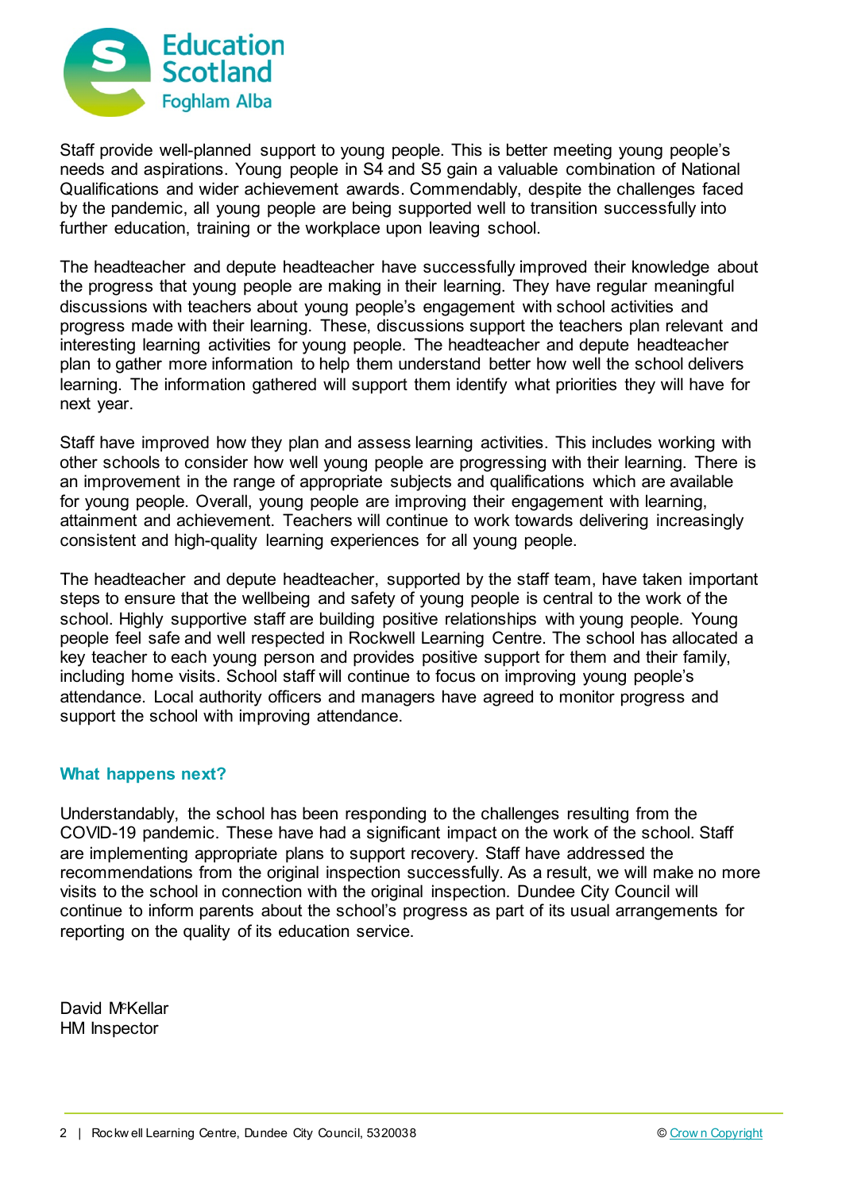Staff provide well-planned support to young people. This is better meeting young people's needs and aspirations. Young people in S4 and S5 gain a valuable combination of National Qualifications and wider achievement awards. Commendably, despite the challenges faced by the pandemic, all young people are being supported well to transition successfully into further education, training or the workplace upon leaving school.

The headteacher and depute headteacher have successfully improved their knowledge about the progress that young people are making in their learning. They have regular meaningful discussions with teachers about young people's engagement with school activities and progress made with their learning. These, discussions support the teachers plan relevant and interesting learning activities for young people. The headteacher and depute headteacher plan to gather more information to help them understand better how well the school delivers learning. The information gathered will support them identify what priorities they will have for next year.

Staff have improved how they plan and assess learning activities. This includes working with other schools to consider how well young people are progressing with their learning. There is an improvement in the range of appropriate subjects and qualifications which are available for young people. Overall, young people are improving their engagement with learning, attainment and achievement. Teachers will continue to work towards delivering increasingly consistent and high-quality learning experiences for all young people.

The headteacher and depute headteacher, supported by the staff team, have taken important steps to ensure that the wellbeing and safety of young people is central to the work of the school. Highly supportive staff are building positive relationships with young people. Young people feel safe and well respected in Rockwell Learning Centre. The school has allocated a key teacher to each young person and provides positive support for them and their family, including home visits. School staff will continue to focus on improving young people's attendance. Local authority officers and managers have agreed to monitor progress and support the school with improving attendance.

## What happens next?

Understandably, the school has been responding to the challenges resulting from the COVID-19 pandemic. These have had a significant impact on the work of the school. Staff are implementing appropriate plans to support recovery. Staff have addressed the recommendations from the original inspection successfully. As a result, we will make no more visits to the school in connection with the original inspection. Dundee City Council will continue to inform parents about the school's progress as part of its usual arrangements for reporting on the quality of its education service.

David McKellar
HM Inspector